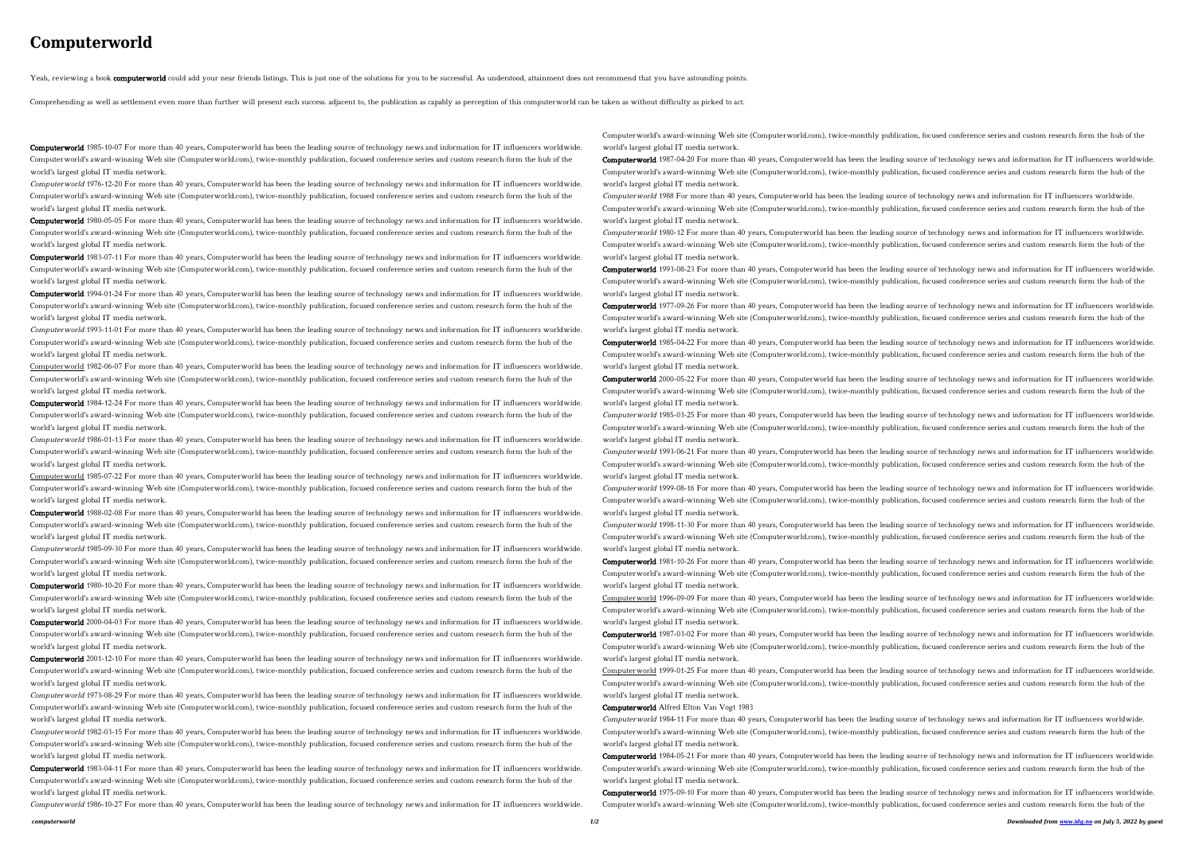# Computerworld

Yeah, reviewing a book **computerworld** could add your near friends listings. This is just one of the solutions for you to be successful. As understood, attainment does not recommend that you have astounding points.

Comprehending as well as settlement even more than further will present each success. adjacent to, the publication as capably as perception of this computerworld can be taken as without difficulty as picked to act.

**Computerworld** 1985-10-07 For more than 40 years, Computerworld has been the leading source of technology news and information for IT influencers worldwide. Computerworld's award-winning Web site (Computerworld.com), twice-monthly publication, focused conference series and custom research form the hub of the world's largest global IT media network.

*Computerworld* 1976-12-20 For more than 40 years, Computerworld has been the leading source of technology news and information for IT influencers worldwide. Computerworld's award-winning Web site (Computerworld.com), twice-monthly publication, focused conference series and custom research form the hub of the world's largest global IT media network.

**Computerworld** 1980-05-05 For more than 40 years, Computerworld has been the leading source of technology news and information for IT influencers worldwide. Computerworld's award-winning Web site (Computerworld.com), twice-monthly publication, focused conference series and custom research form the hub of the world's largest global IT media network.

**Computerworld** 1983-07-11 For more than 40 years, Computerworld has been the leading source of technology news and information for IT influencers worldwide. Computerworld's award-winning Web site (Computerworld.com), twice-monthly publication, focused conference series and custom research form the hub of the world's largest global IT media network.

**Computerworld** 1994-01-24 For more than 40 years, Computerworld has been the leading source of technology news and information for IT influencers worldwide. Computerworld's award-winning Web site (Computerworld.com), twice-monthly publication, focused conference series and custom research form the hub of the world's largest global IT media network.

*Computerworld* 1993-11-01 For more than 40 years, Computerworld has been the leading source of technology news and information for IT influencers worldwide. Computerworld's award-winning Web site (Computerworld.com), twice-monthly publication, focused conference series and custom research form the hub of the world's largest global IT media network.

Computerworld 1982-06-07 For more than 40 years, Computerworld has been the leading source of technology news and information for IT influencers worldwide. Computerworld's award-winning Web site (Computerworld.com), twice-monthly publication, focused conference series and custom research form the hub of the world's largest global IT media network.

**Computerworld** 1984-12-24 For more than 40 years, Computerworld has been the leading source of technology news and information for IT influencers worldwide. Computerworld's award-winning Web site (Computerworld.com), twice-monthly publication, focused conference series and custom research form the hub of the world's largest global IT media network.

*Computerworld* 1986-01-13 For more than 40 years, Computerworld has been the leading source of technology news and information for IT influencers worldwide. Computerworld's award-winning Web site (Computerworld.com), twice-monthly publication, focused conference series and custom research form the hub of the world's largest global IT media network.

Computerworld 1985-07-22 For more than 40 years, Computerworld has been the leading source of technology news and information for IT influencers worldwide. Computerworld's award-winning Web site (Computerworld.com), twice-monthly publication, focused conference series and custom research form the hub of the world's largest global IT media network.

**Computerworld** 1988-02-08 For more than 40 years, Computerworld has been the leading source of technology news and information for IT influencers worldwide. Computerworld's award-winning Web site (Computerworld.com), twice-monthly publication, focused conference series and custom research form the hub of the world's largest global IT media network.

*Computerworld* 1985-09-30 For more than 40 years, Computerworld has been the leading source of technology news and information for IT influencers worldwide. Computerworld's award-winning Web site (Computerworld.com), twice-monthly publication, focused conference series and custom research form the hub of the world's largest global IT media network.

**Computerworld** 1980-10-20 For more than 40 years, Computerworld has been the leading source of technology news and information for IT influencers worldwide. Computerworld's award-winning Web site (Computerworld.com), twice-monthly publication, focused conference series and custom research form the hub of the world's largest global IT media network.

**Computerworld** 2000-04-03 For more than 40 years, Computerworld has been the leading source of technology news and information for IT influencers worldwide. Computerworld's award-winning Web site (Computerworld.com), twice-monthly publication, focused conference series and custom research form the hub of the world's largest global IT media network.

**Computerworld** 2001-12-10 For more than 40 years, Computerworld has been the leading source of technology news and information for IT influencers worldwide. Computerworld's award-winning Web site (Computerworld.com), twice-monthly publication, focused conference series and custom research form the hub of the world's largest global IT media network.

*Computerworld* 1973-08-29 For more than 40 years, Computerworld has been the leading source of technology news and information for IT influencers worldwide. Computerworld's award-winning Web site (Computerworld.com), twice-monthly publication, focused conference series and custom research form the hub of the world's largest global IT media network.

*Computerworld* 1982-03-15 For more than 40 years, Computerworld has been the leading source of technology news and information for IT influencers worldwide. Computerworld's award-winning Web site (Computerworld.com), twice-monthly publication, focused conference series and custom research form the hub of the world's largest global IT media network.

**Computerworld** 1983-04-11 For more than 40 years, Computerworld has been the leading source of technology news and information for IT influencers worldwide. Computerworld's award-winning Web site (Computerworld.com), twice-monthly publication, focused conference series and custom research form the hub of the world's largest global IT media network.

*Computerworld* 1986-10-27 For more than 40 years, Computerworld has been the leading source of technology news and information for IT influencers worldwide. Computerworld's award-winning Web site (Computerworld.com), twice-monthly publication, focused conference series and custom research form the hub of the world's largest global IT media network.

**Computerworld** 1987-04-20 For more than 40 years, Computerworld has been the leading source of technology news and information for IT influencers worldwide. Computerworld's award-winning Web site (Computerworld.com), twice-monthly publication, focused conference series and custom research form the hub of the world's largest global IT media network.

*Computerworld* 1988 For more than 40 years, Computerworld has been the leading source of technology news and information for IT influencers worldwide. Computerworld's award-winning Web site (Computerworld.com), twice-monthly publication, focused conference series and custom research form the hub of the world's largest global IT media network.

*Computerworld* 1980-12 For more than 40 years, Computerworld has been the leading source of technology news and information for IT influencers worldwide. Computerworld's award-winning Web site (Computerworld.com), twice-monthly publication, focused conference series and custom research form the hub of the world's largest global IT media network.

**Computerworld** 1993-08-23 For more than 40 years, Computerworld has been the leading source of technology news and information for IT influencers worldwide. Computerworld's award-winning Web site (Computerworld.com), twice-monthly publication, focused conference series and custom research form the hub of the world's largest global IT media network.

**Computerworld** 1977-09-26 For more than 40 years, Computerworld has been the leading source of technology news and information for IT influencers worldwide. Computerworld's award-winning Web site (Computerworld.com), twice-monthly publication, focused conference series and custom research form the hub of the world's largest global IT media network.

**Computerworld** 1985-04-22 For more than 40 years, Computerworld has been the leading source of technology news and information for IT influencers worldwide. Computerworld's award-winning Web site (Computerworld.com), twice-monthly publication, focused conference series and custom research form the hub of the world's largest global IT media network.

**Computerworld** 2000-05-22 For more than 40 years, Computerworld has been the leading source of technology news and information for IT influencers worldwide. Computerworld's award-winning Web site (Computerworld.com), twice-monthly publication, focused conference series and custom research form the hub of the world's largest global IT media network.

*Computerworld* 1985-03-25 For more than 40 years, Computerworld has been the leading source of technology news and information for IT influencers worldwide. Computerworld's award-winning Web site (Computerworld.com), twice-monthly publication, focused conference series and custom research form the hub of the world's largest global IT media network.

*Computerworld* 1993-06-21 For more than 40 years, Computerworld has been the leading source of technology news and information for IT influencers worldwide. Computerworld's award-winning Web site (Computerworld.com), twice-monthly publication, focused conference series and custom research form the hub of the world's largest global IT media network.

*Computerworld* 1999-08-16 For more than 40 years, Computerworld has been the leading source of technology news and information for IT influencers worldwide. Computerworld's award-winning Web site (Computerworld.com), twice-monthly publication, focused conference series and custom research form the hub of the world's largest global IT media network.

*Computerworld* 1998-11-30 For more than 40 years, Computerworld has been the leading source of technology news and information for IT influencers worldwide. Computerworld's award-winning Web site (Computerworld.com), twice-monthly publication, focused conference series and custom research form the hub of the world's largest global IT media network.

**Computerworld** 1981-10-26 For more than 40 years, Computerworld has been the leading source of technology news and information for IT influencers worldwide. Computerworld's award-winning Web site (Computerworld.com), twice-monthly publication, focused conference series and custom research form the hub of the world's largest global IT media network.

Computerworld 1996-09-09 For more than 40 years, Computerworld has been the leading source of technology news and information for IT influencers worldwide. Computerworld's award-winning Web site (Computerworld.com), twice-monthly publication, focused conference series and custom research form the hub of the world's largest global IT media network.

**Computerworld** 1987-03-02 For more than 40 years, Computerworld has been the leading source of technology news and information for IT influencers worldwide. Computerworld's award-winning Web site (Computerworld.com), twice-monthly publication, focused conference series and custom research form the hub of the world's largest global IT media network.

Computerworld 1999-01-25 For more than 40 years, Computerworld has been the leading source of technology news and information for IT influencers worldwide. Computerworld's award-winning Web site (Computerworld.com), twice-monthly publication, focused conference series and custom research form the hub of the world's largest global IT media network.

**Computerworld** Alfred Elton Van Vogt 1983

*Computerworld* 1984-11 For more than 40 years, Computerworld has been the leading source of technology news and information for IT influencers worldwide. Computerworld's award-winning Web site (Computerworld.com), twice-monthly publication, focused conference series and custom research form the hub of the world's largest global IT media network.

**Computerworld** 1984-05-21 For more than 40 years, Computerworld has been the leading source of technology news and information for IT influencers worldwide. Computerworld's award-winning Web site (Computerworld.com), twice-monthly publication, focused conference series and custom research form the hub of the world's largest global IT media network.

**Computerworld** 1975-09-10 For more than 40 years, Computerworld has been the leading source of technology news and information for IT influencers worldwide. Computerworld's award-winning Web site (Computerworld.com), twice-monthly publication, focused conference series and custom research form the hub of the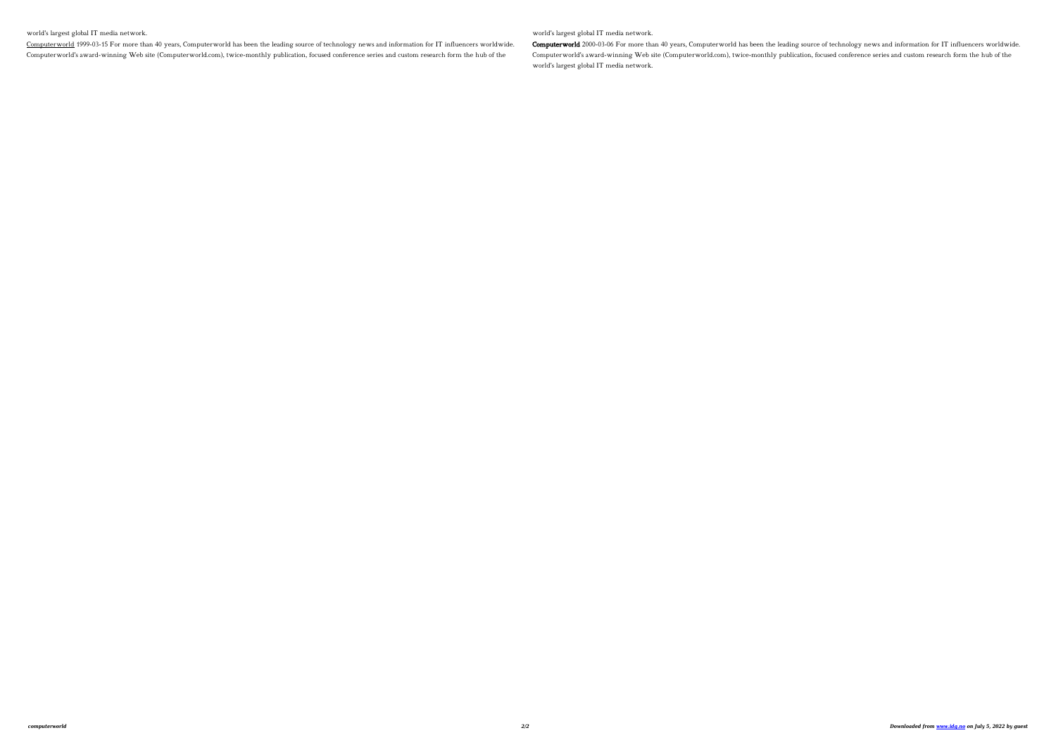world's largest global IT media network.

Computerworld 1999-03-15 For more than 40 years, Computerworld has been the leading source of technology news and information for IT influencers worldwide. Computerworld's award-winning Web site (Computerworld.com), twice-monthly publication, focused conference series and custom research form the hub of the world's largest global IT media network.

**Computerworld** 2000-03-06 For more than 40 years, Computerworld has been the leading source of technology news and information for IT influencers worldwide. Computerworld's award-winning Web site (Computerworld.com), twice-monthly publication, focused conference series and custom research form the hub of the world's largest global IT media network.